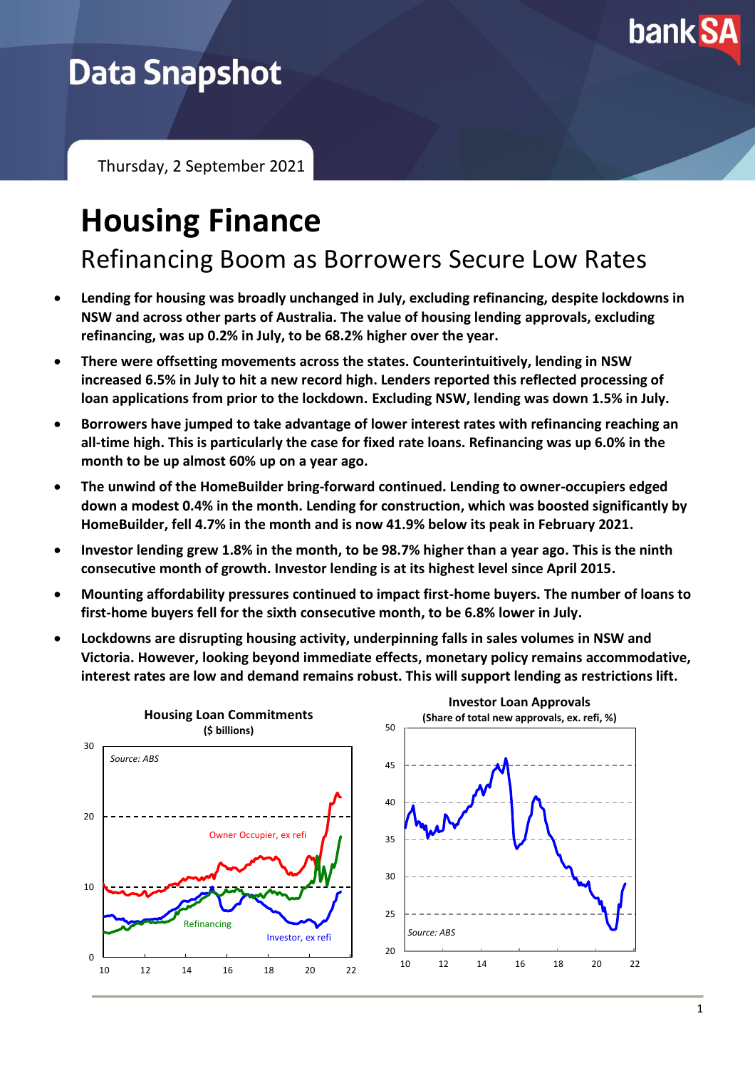# Data Snapshot

Thursday, 2 September 2021

# Housing Finance

## Refinancing Boom as Borrowers Secure Low Rates

- **Lending for housing was broadly unchanged in July, excluding refinancing, despite lockdowns in NSW and across other parts of Australia. The value of housing lending approvals, excluding refinancing, was up 0.2% in July, to be 68.2% higher over the year.**
- **There were offsetting movements across the states. Counterintuitively, lending in NSW increased 6.5% in July to hit a new record high. Lenders reported this reflected processing of loan applications from prior to the lockdown. Excluding NSW, lending was down 1.5% in July.**
- **Borrowers have jumped to take advantage of lower interest rates with refinancing reaching an all-time high. This is particularly the case for fixed rate loans. Refinancing was up 6.0% in the month to be up almost 60% up on a year ago.**
- **The unwind of the HomeBuilder bring-forward continued. Lending to owner-occupiers edged down a modest 0.4% in the month. Lending for construction, which was boosted significantly by HomeBuilder, fell 4.7% in the month and is now 41.9% below its peak in February 2021.**
- **Investor lending grew 1.8% in the month, to be 98.7% higher than a year ago. This is the ninth consecutive month of growth. Investor lending is at its highest level since April 2015.**
- **Mounting affordability pressures continued to impact first-home buyers. The number of loans to first-home buyers fell for the sixth consecutive month, to be 6.8% lower in July.**
- **Lockdowns are disrupting housing activity, underpinning falls in sales volumes in NSW and Victoria. However, looking beyond immediate effects, monetary policy remains accommodative, interest rates are low and demand remains robust. This will support lending as restrictions lift.**

**Housing Loan Commitments**
**($ billions)**

Source: ABS

**Investor Loan Approvals**
**(Share of total new approvals, ex. refi, %)**

Source: ABS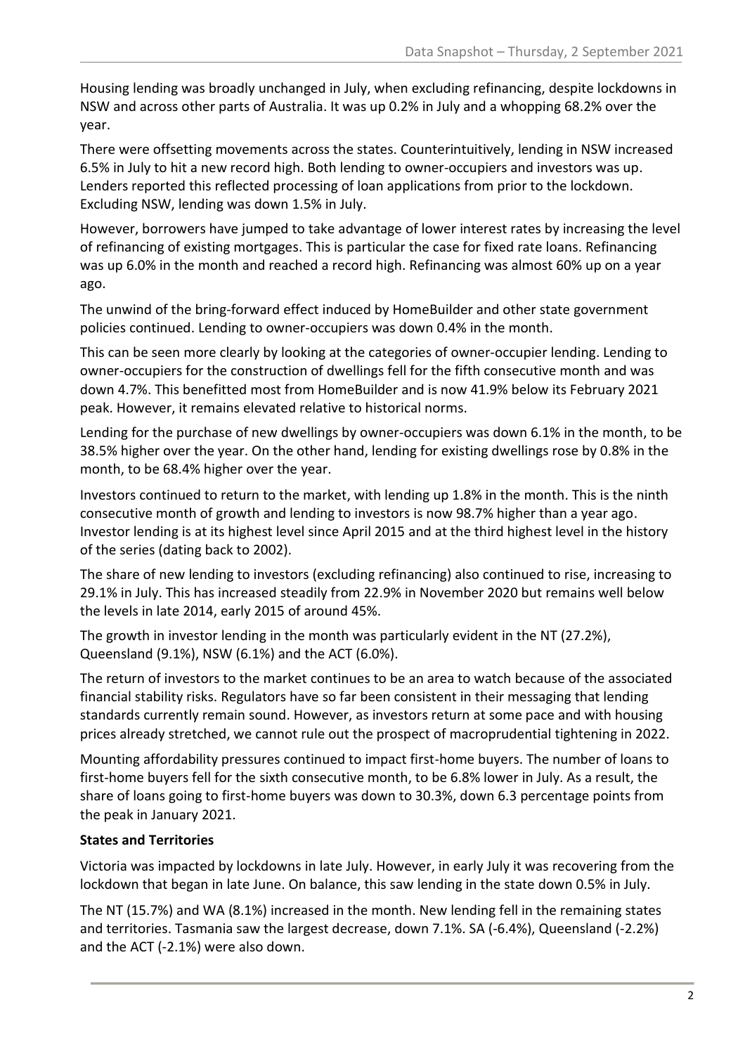Housing lending was broadly unchanged in July, when excluding refinancing, despite lockdowns in NSW and across other parts of Australia. It was up 0.2% in July and a whopping 68.2% over the year.

There were offsetting movements across the states. Counterintuitively, lending in NSW increased 6.5% in July to hit a new record high. Both lending to owner-occupiers and investors was up. Lenders reported this reflected processing of loan applications from prior to the lockdown. Excluding NSW, lending was down 1.5% in July.

However, borrowers have jumped to take advantage of lower interest rates by increasing the level of refinancing of existing mortgages. This is particular the case for fixed rate loans. Refinancing was up 6.0% in the month and reached a record high. Refinancing was almost 60% up on a year ago.

The unwind of the bring-forward effect induced by HomeBuilder and other state government policies continued. Lending to owner-occupiers was down 0.4% in the month.

This can be seen more clearly by looking at the categories of owner-occupier lending. Lending to owner-occupiers for the construction of dwellings fell for the fifth consecutive month and was down 4.7%. This benefitted most from HomeBuilder and is now 41.9% below its February 2021 peak. However, it remains elevated relative to historical norms.

Lending for the purchase of new dwellings by owner-occupiers was down 6.1% in the month, to be 38.5% higher over the year. On the other hand, lending for existing dwellings rose by 0.8% in the month, to be 68.4% higher over the year.

Investors continued to return to the market, with lending up 1.8% in the month. This is the ninth consecutive month of growth and lending to investors is now 98.7% higher than a year ago. Investor lending is at its highest level since April 2015 and at the third highest level in the history of the series (dating back to 2002).

The share of new lending to investors (excluding refinancing) also continued to rise, increasing to 29.1% in July. This has increased steadily from 22.9% in November 2020 but remains well below the levels in late 2014, early 2015 of around 45%.

The growth in investor lending in the month was particularly evident in the NT (27.2%), Queensland (9.1%), NSW (6.1%) and the ACT (6.0%).

The return of investors to the market continues to be an area to watch because of the associated financial stability risks. Regulators have so far been consistent in their messaging that lending standards currently remain sound. However, as investors return at some pace and with housing prices already stretched, we cannot rule out the prospect of macroprudential tightening in 2022.

Mounting affordability pressures continued to impact first-home buyers. The number of loans to first-home buyers fell for the sixth consecutive month, to be 6.8% lower in July. As a result, the share of loans going to first-home buyers was down to 30.3%, down 6.3 percentage points from the peak in January 2021.

**States and Territories**

Victoria was impacted by lockdowns in late July. However, in early July it was recovering from the lockdown that began in late June. On balance, this saw lending in the state down 0.5% in July.

The NT (15.7%) and WA (8.1%) increased in the month. New lending fell in the remaining states and territories. Tasmania saw the largest decrease, down 7.1%. SA (-6.4%), Queensland (-2.2%) and the ACT (-2.1%) were also down.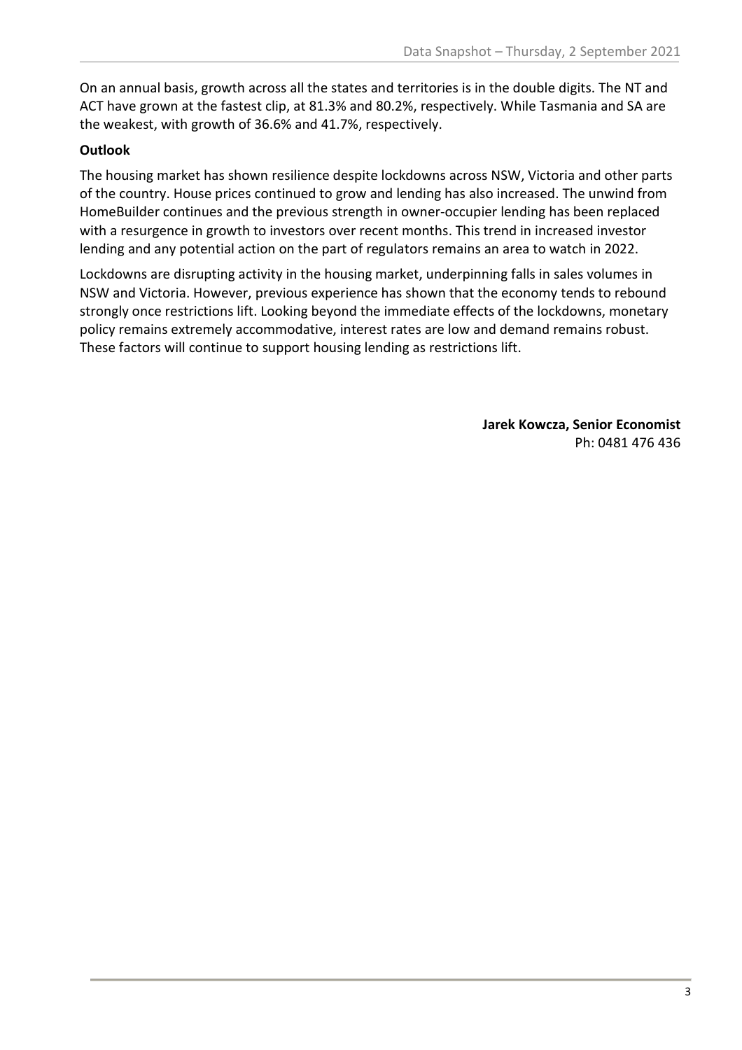On an annual basis, growth across all the states and territories is in the double digits. The NT and ACT have grown at the fastest clip, at 81.3% and 80.2%, respectively. While Tasmania and SA are the weakest, with growth of 36.6% and 41.7%, respectively.

**Outlook**

The housing market has shown resilience despite lockdowns across NSW, Victoria and other parts of the country. House prices continued to grow and lending has also increased. The unwind from HomeBuilder continues and the previous strength in owner-occupier lending has been replaced with a resurgence in growth to investors over recent months. This trend in increased investor lending and any potential action on the part of regulators remains an area to watch in 2022.

Lockdowns are disrupting activity in the housing market, underpinning falls in sales volumes in NSW and Victoria. However, previous experience has shown that the economy tends to rebound strongly once restrictions lift. Looking beyond the immediate effects of the lockdowns, monetary policy remains extremely accommodative, interest rates are low and demand remains robust. These factors will continue to support housing lending as restrictions lift.

**Jarek Kowcza, Senior Economist**
Ph: 0481 476 436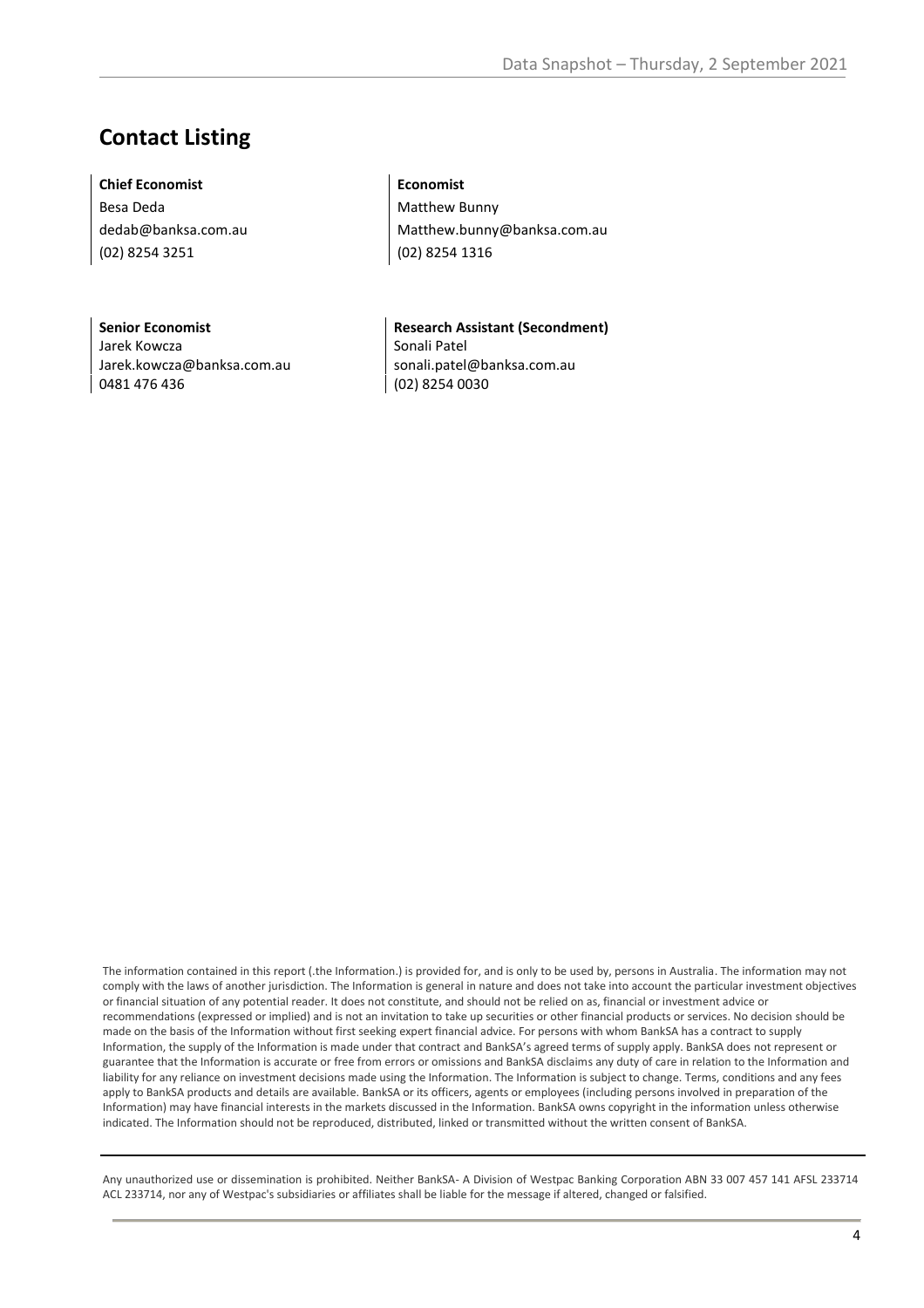## Contact Listing

**Chief Economist**
Besa Deda
dedab@banksa.com.au
(02) 8254 3251

**Economist**
Matthew Bunny
Matthew.bunny@banksa.com.au
(02) 8254 1316

**Senior Economist**
Jarek Kowcza
Jarek.kowcza@banksa.com.au
0481 476 436

**Research Assistant (Secondment)**
Sonali Patel
sonali.patel@banksa.com.au
(02) 8254 0030

The information contained in this report (.the Information.) is provided for, and is only to be used by, persons in Australia. The information may not comply with the laws of another jurisdiction. The Information is general in nature and does not take into account the particular investment objectives or financial situation of any potential reader. It does not constitute, and should not be relied on as, financial or investment advice or recommendations (expressed or implied) and is not an invitation to take up securities or other financial products or services. No decision should be made on the basis of the Information without first seeking expert financial advice. For persons with whom BankSA has a contract to supply Information, the supply of the Information is made under that contract and BankSA's agreed terms of supply apply. BankSA does not represent or guarantee that the Information is accurate or free from errors or omissions and BankSA disclaims any duty of care in relation to the Information and liability for any reliance on investment decisions made using the Information. The Information is subject to change. Terms, conditions and any fees apply to BankSA products and details are available. BankSA or its officers, agents or employees (including persons involved in preparation of the Information) may have financial interests in the markets discussed in the Information. BankSA owns copyright in the information unless otherwise indicated. The Information should not be reproduced, distributed, linked or transmitted without the written consent of BankSA.

Any unauthorized use or dissemination is prohibited. Neither BankSA- A Division of Westpac Banking Corporation ABN 33 007 457 141 AFSL 233714 ACL 233714, nor any of Westpac's subsidiaries or affiliates shall be liable for the message if altered, changed or falsified.